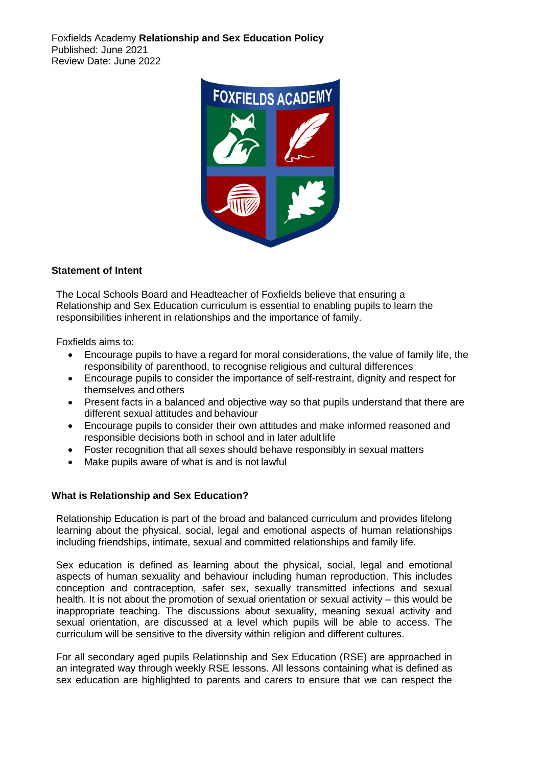Foxfields Academy **Relationship and Sex Education Policy**
Published: June 2021
Review Date: June 2022

**Statement of Intent**

The Local Schools Board and Headteacher of Foxfields believe that ensuring a Relationship and Sex Education curriculum is essential to enabling pupils to learn the responsibilities inherent in relationships and the importance of family.

Foxfields aims to:

- Encourage pupils to have a regard for moral considerations, the value of family life, the responsibility of parenthood, to recognise religious and cultural differences
- Encourage pupils to consider the importance of self-restraint, dignity and respect for themselves and others
- Present facts in a balanced and objective way so that pupils understand that there are different sexual attitudes and behaviour
- Encourage pupils to consider their own attitudes and make informed reasoned and responsible decisions both in school and in later adult life
- Foster recognition that all sexes should behave responsibly in sexual matters
- Make pupils aware of what is and is not lawful

**What is Relationship and Sex Education?**

Relationship Education is part of the broad and balanced curriculum and provides lifelong learning about the physical, social, legal and emotional aspects of human relationships including friendships, intimate, sexual and committed relationships and family life.

Sex education is defined as learning about the physical, social, legal and emotional aspects of human sexuality and behaviour including human reproduction. This includes conception and contraception, safer sex, sexually transmitted infections and sexual health. It is not about the promotion of sexual orientation or sexual activity – this would be inappropriate teaching. The discussions about sexuality, meaning sexual activity and sexual orientation, are discussed at a level which pupils will be able to access. The curriculum will be sensitive to the diversity within religion and different cultures.

For all secondary aged pupils Relationship and Sex Education (RSE) are approached in an integrated way through weekly RSE lessons. All lessons containing what is defined as sex education are highlighted to parents and carers to ensure that we can respect the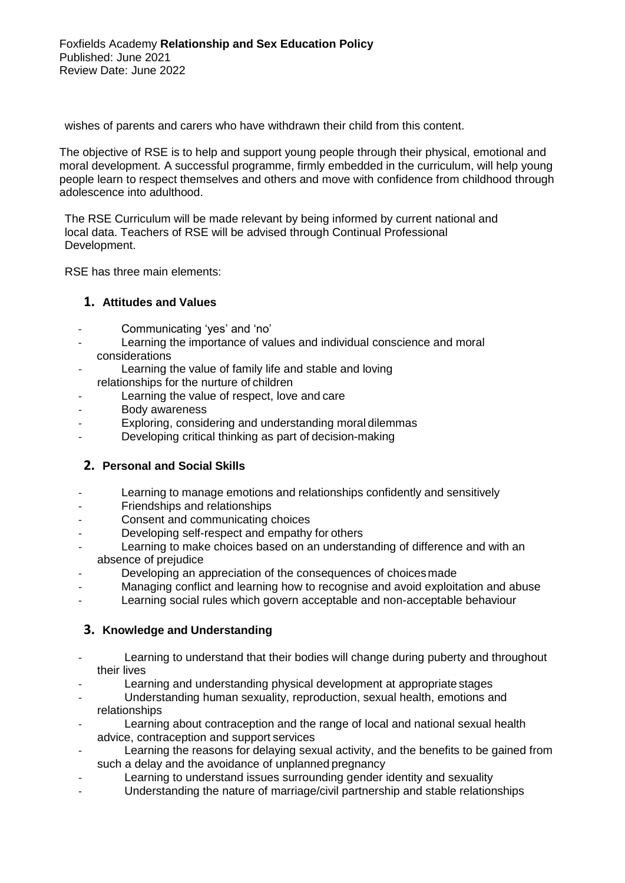wishes of parents and carers who have withdrawn their child from this content.

The objective of RSE is to help and support young people through their physical, emotional and moral development. A successful programme, firmly embedded in the curriculum, will help young people learn to respect themselves and others and move with confidence from childhood through adolescence into adulthood.

The RSE Curriculum will be made relevant by being informed by current national and local data. Teachers of RSE will be advised through Continual Professional Development.

RSE has three main elements:

### 1. Attitudes and Values

- Communicating 'yes' and 'no'
- Learning the importance of values and individual conscience and moral considerations
- Learning the value of family life and stable and loving relationships for the nurture of children
- Learning the value of respect, love and care
- Body awareness
- Exploring, considering and understanding moral dilemmas
- Developing critical thinking as part of decision-making

### 2. Personal and Social Skills

- Learning to manage emotions and relationships confidently and sensitively
- Friendships and relationships
- Consent and communicating choices
- Developing self-respect and empathy for others
- Learning to make choices based on an understanding of difference and with an absence of prejudice
- Developing an appreciation of the consequences of choices made
- Managing conflict and learning how to recognise and avoid exploitation and abuse
- Learning social rules which govern acceptable and non-acceptable behaviour

### 3. Knowledge and Understanding

- Learning to understand that their bodies will change during puberty and throughout their lives
- Learning and understanding physical development at appropriate stages
- Understanding human sexuality, reproduction, sexual health, emotions and relationships
- Learning about contraception and the range of local and national sexual health advice, contraception and support services
- Learning the reasons for delaying sexual activity, and the benefits to be gained from such a delay and the avoidance of unplanned pregnancy
- Learning to understand issues surrounding gender identity and sexuality
- Understanding the nature of marriage/civil partnership and stable relationships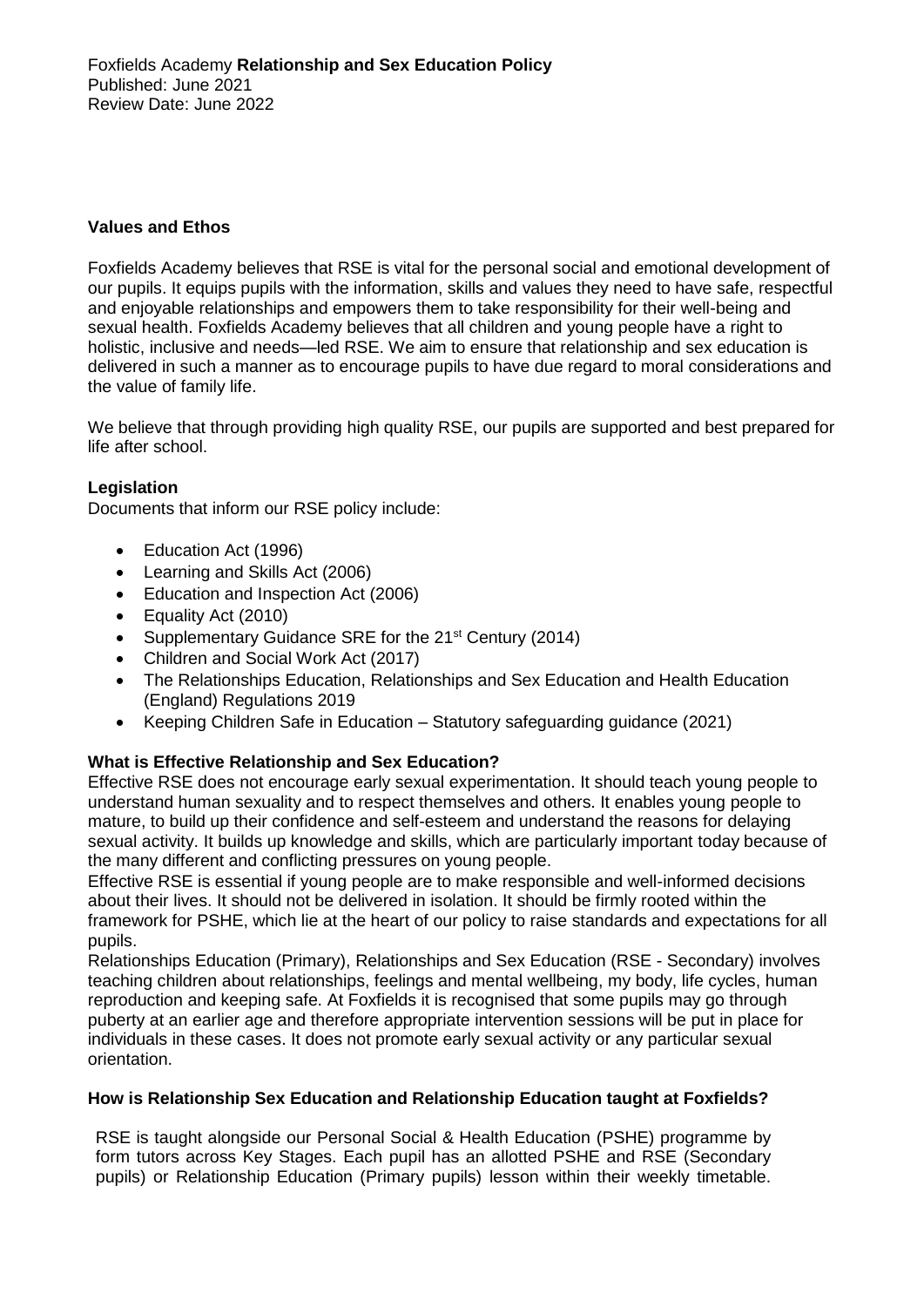Foxfields Academy **Relationship and Sex Education Policy**
Published: June 2021
Review Date: June 2022

## Values and Ethos

Foxfields Academy believes that RSE is vital for the personal social and emotional development of our pupils. It equips pupils with the information, skills and values they need to have safe, respectful and enjoyable relationships and empowers them to take responsibility for their well-being and sexual health. Foxfields Academy believes that all children and young people have a right to holistic, inclusive and needs—led RSE. We aim to ensure that relationship and sex education is delivered in such a manner as to encourage pupils to have due regard to moral considerations and the value of family life.

We believe that through providing high quality RSE, our pupils are supported and best prepared for life after school.

## Legislation

Documents that inform our RSE policy include:

- Education Act (1996)
- Learning and Skills Act (2006)
- Education and Inspection Act (2006)
- Equality Act (2010)
- Supplementary Guidance SRE for the 21st Century (2014)
- Children and Social Work Act (2017)
- The Relationships Education, Relationships and Sex Education and Health Education (England) Regulations 2019
- Keeping Children Safe in Education – Statutory safeguarding guidance (2021)

## What is Effective Relationship and Sex Education?

Effective RSE does not encourage early sexual experimentation. It should teach young people to understand human sexuality and to respect themselves and others. It enables young people to mature, to build up their confidence and self-esteem and understand the reasons for delaying sexual activity. It builds up knowledge and skills, which are particularly important today because of the many different and conflicting pressures on young people.

Effective RSE is essential if young people are to make responsible and well-informed decisions about their lives. It should not be delivered in isolation. It should be firmly rooted within the framework for PSHE, which lie at the heart of our policy to raise standards and expectations for all pupils.

Relationships Education (Primary), Relationships and Sex Education (RSE - Secondary) involves teaching children about relationships, feelings and mental wellbeing, my body, life cycles, human reproduction and keeping safe. At Foxfields it is recognised that some pupils may go through puberty at an earlier age and therefore appropriate intervention sessions will be put in place for individuals in these cases. It does not promote early sexual activity or any particular sexual orientation.

## How is Relationship Sex Education and Relationship Education taught at Foxfields?

RSE is taught alongside our Personal Social & Health Education (PSHE) programme by form tutors across Key Stages. Each pupil has an allotted PSHE and RSE (Secondary pupils) or Relationship Education (Primary pupils) lesson within their weekly timetable.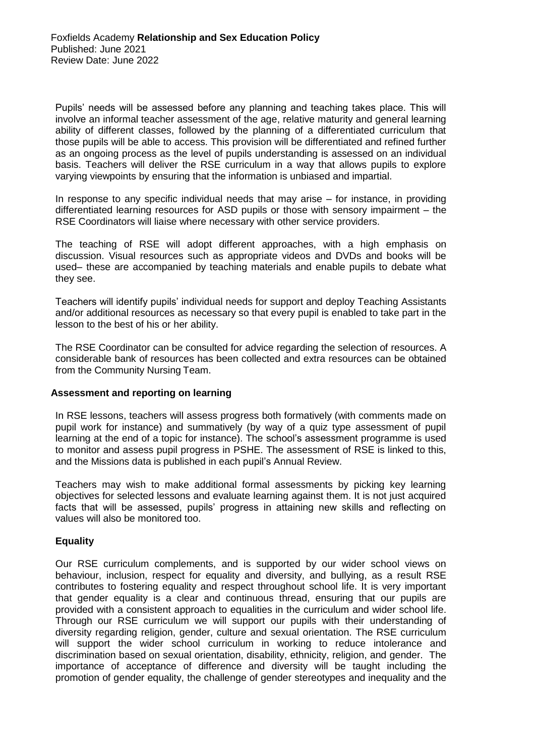Pupils' needs will be assessed before any planning and teaching takes place. This will involve an informal teacher assessment of the age, relative maturity and general learning ability of different classes, followed by the planning of a differentiated curriculum that those pupils will be able to access. This provision will be differentiated and refined further as an ongoing process as the level of pupils understanding is assessed on an individual basis. Teachers will deliver the RSE curriculum in a way that allows pupils to explore varying viewpoints by ensuring that the information is unbiased and impartial.

In response to any specific individual needs that may arise – for instance, in providing differentiated learning resources for ASD pupils or those with sensory impairment – the RSE Coordinators will liaise where necessary with other service providers.

The teaching of RSE will adopt different approaches, with a high emphasis on discussion. Visual resources such as appropriate videos and DVDs and books will be used– these are accompanied by teaching materials and enable pupils to debate what they see.

Teachers will identify pupils' individual needs for support and deploy Teaching Assistants and/or additional resources as necessary so that every pupil is enabled to take part in the lesson to the best of his or her ability.

The RSE Coordinator can be consulted for advice regarding the selection of resources. A considerable bank of resources has been collected and extra resources can be obtained from the Community Nursing Team.

## Assessment and reporting on learning

In RSE lessons, teachers will assess progress both formatively (with comments made on pupil work for instance) and summatively (by way of a quiz type assessment of pupil learning at the end of a topic for instance). The school's assessment programme is used to monitor and assess pupil progress in PSHE. The assessment of RSE is linked to this, and the Missions data is published in each pupil's Annual Review.

Teachers may wish to make additional formal assessments by picking key learning objectives for selected lessons and evaluate learning against them. It is not just acquired facts that will be assessed, pupils' progress in attaining new skills and reflecting on values will also be monitored too.

## Equality

Our RSE curriculum complements, and is supported by our wider school views on behaviour, inclusion, respect for equality and diversity, and bullying, as a result RSE contributes to fostering equality and respect throughout school life. It is very important that gender equality is a clear and continuous thread, ensuring that our pupils are provided with a consistent approach to equalities in the curriculum and wider school life. Through our RSE curriculum we will support our pupils with their understanding of diversity regarding religion, gender, culture and sexual orientation. The RSE curriculum will support the wider school curriculum in working to reduce intolerance and discrimination based on sexual orientation, disability, ethnicity, religion, and gender. The importance of acceptance of difference and diversity will be taught including the promotion of gender equality, the challenge of gender stereotypes and inequality and the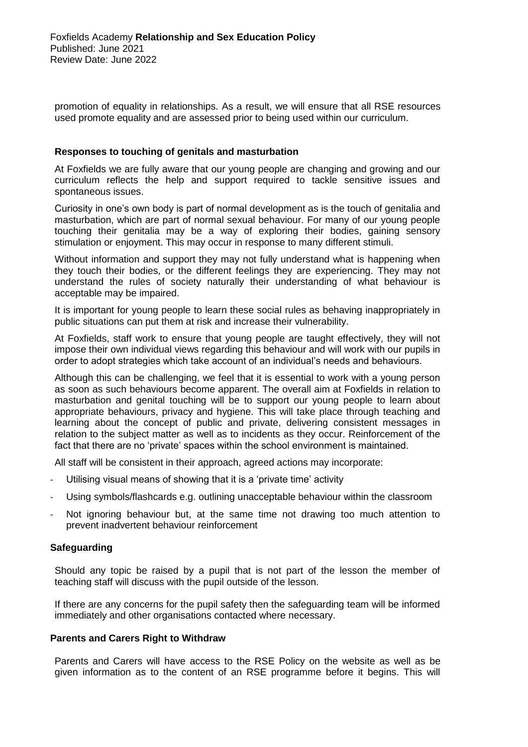promotion of equality in relationships. As a result, we will ensure that all RSE resources used promote equality and are assessed prior to being used within our curriculum.

### Responses to touching of genitals and masturbation

At Foxfields we are fully aware that our young people are changing and growing and our curriculum reflects the help and support required to tackle sensitive issues and spontaneous issues.

Curiosity in one's own body is part of normal development as is the touch of genitalia and masturbation, which are part of normal sexual behaviour. For many of our young people touching their genitalia may be a way of exploring their bodies, gaining sensory stimulation or enjoyment. This may occur in response to many different stimuli.

Without information and support they may not fully understand what is happening when they touch their bodies, or the different feelings they are experiencing. They may not understand the rules of society naturally their understanding of what behaviour is acceptable may be impaired.

It is important for young people to learn these social rules as behaving inappropriately in public situations can put them at risk and increase their vulnerability.

At Foxfields, staff work to ensure that young people are taught effectively, they will not impose their own individual views regarding this behaviour and will work with our pupils in order to adopt strategies which take account of an individual's needs and behaviours.

Although this can be challenging, we feel that it is essential to work with a young person as soon as such behaviours become apparent. The overall aim at Foxfields in relation to masturbation and genital touching will be to support our young people to learn about appropriate behaviours, privacy and hygiene. This will take place through teaching and learning about the concept of public and private, delivering consistent messages in relation to the subject matter as well as to incidents as they occur. Reinforcement of the fact that there are no 'private' spaces within the school environment is maintained.

All staff will be consistent in their approach, agreed actions may incorporate:

- Utilising visual means of showing that it is a 'private time' activity
- Using symbols/flashcards e.g. outlining unacceptable behaviour within the classroom
- Not ignoring behaviour but, at the same time not drawing too much attention to prevent inadvertent behaviour reinforcement

### Safeguarding

Should any topic be raised by a pupil that is not part of the lesson the member of teaching staff will discuss with the pupil outside of the lesson.

If there are any concerns for the pupil safety then the safeguarding team will be informed immediately and other organisations contacted where necessary.

### Parents and Carers Right to Withdraw

Parents and Carers will have access to the RSE Policy on the website as well as be given information as to the content of an RSE programme before it begins. This will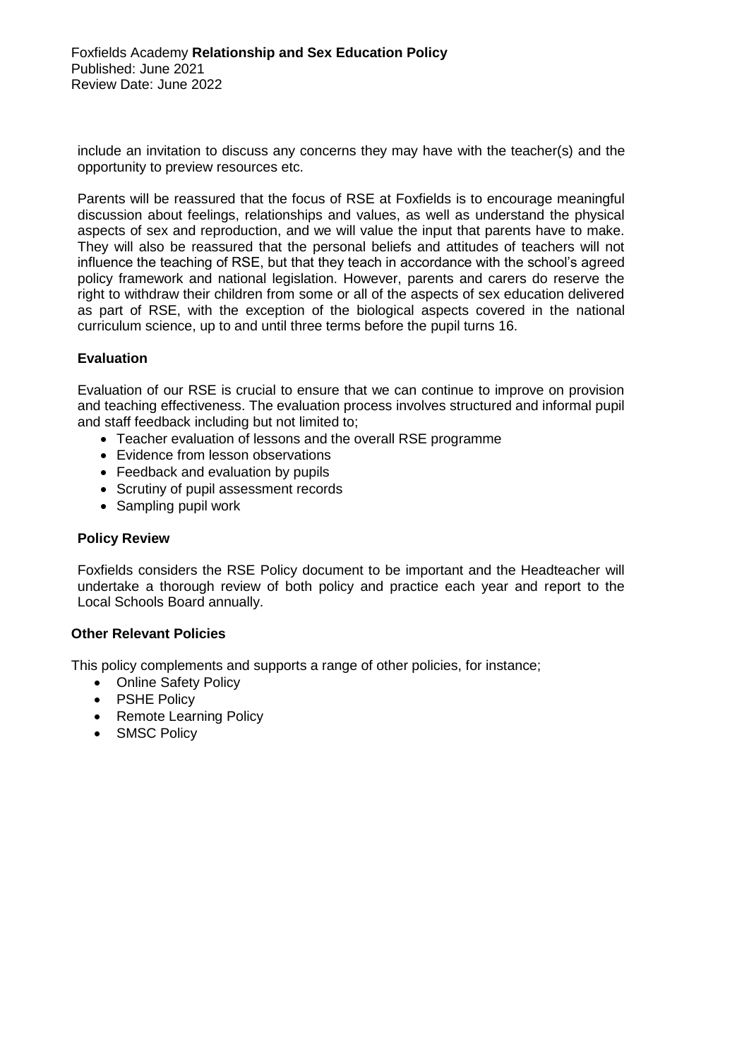include an invitation to discuss any concerns they may have with the teacher(s) and the opportunity to preview resources etc.

Parents will be reassured that the focus of RSE at Foxfields is to encourage meaningful discussion about feelings, relationships and values, as well as understand the physical aspects of sex and reproduction, and we will value the input that parents have to make. They will also be reassured that the personal beliefs and attitudes of teachers will not influence the teaching of RSE, but that they teach in accordance with the school's agreed policy framework and national legislation. However, parents and carers do reserve the right to withdraw their children from some or all of the aspects of sex education delivered as part of RSE, with the exception of the biological aspects covered in the national curriculum science, up to and until three terms before the pupil turns 16.

### Evaluation

Evaluation of our RSE is crucial to ensure that we can continue to improve on provision and teaching effectiveness. The evaluation process involves structured and informal pupil and staff feedback including but not limited to;

- Teacher evaluation of lessons and the overall RSE programme
- Evidence from lesson observations
- Feedback and evaluation by pupils
- Scrutiny of pupil assessment records
- Sampling pupil work

### Policy Review

Foxfields considers the RSE Policy document to be important and the Headteacher will undertake a thorough review of both policy and practice each year and report to the Local Schools Board annually.

### Other Relevant Policies

This policy complements and supports a range of other policies, for instance;

- Online Safety Policy
- PSHE Policy
- Remote Learning Policy
- SMSC Policy